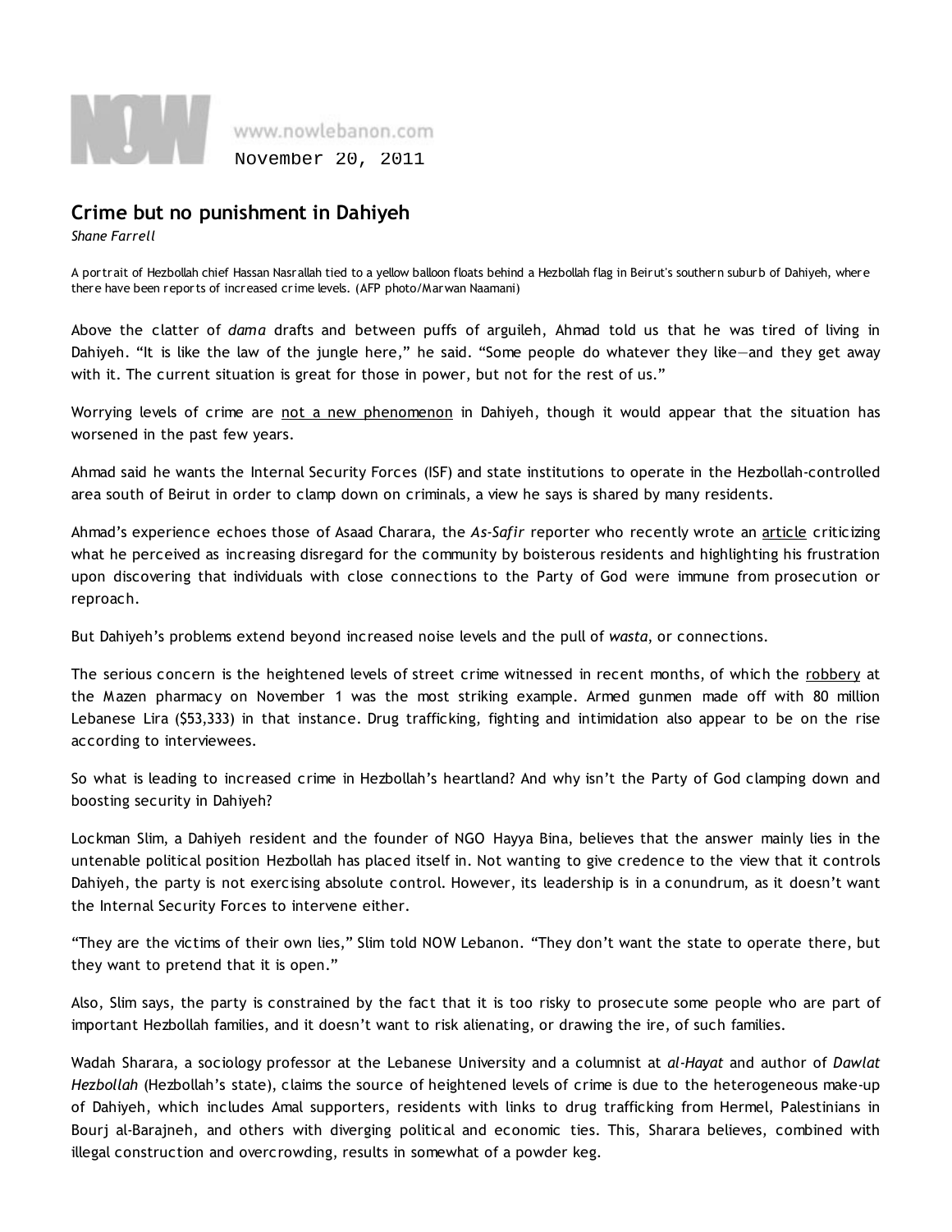www.nowlebanon.com

November 20, 2011

# Crime but no punishment in Dahiyeh

*Shane Farrell*

A portrait of Hezbollah chief Hassan Nasrallah tied to a yellow balloon floats behind a Hezbollah flag in Beirut's southern suburb of Dahiyeh, where there have been reports of increased crime levels. (AFP photo/Marwan Naamani)

Above the clatter of *dama* drafts and between puffs of arguileh, Ahmad told us that he was tired of living in Dahiyeh. “It is like the law of the jungle here,” he said. “Some people do whatever they like—and they get away with it. The current situation is great for those in power, but not for the rest of us.”

Worrying levels of crime are not a new phenomenon in Dahiyeh, though it would appear that the situation has worsened in the past few years.

Ahmad said he wants the Internal Security Forces (ISF) and state institutions to operate in the Hezbollah-controlled area south of Beirut in order to clamp down on criminals, a view he says is shared by many residents.

Ahmad’s experience echoes those of Asaad Charara, the *As-Safir* reporter who recently wrote an article criticizing what he perceived as increasing disregard for the community by boisterous residents and highlighting his frustration upon discovering that individuals with close connections to the Party of God were immune from prosecution or reproach.

But Dahiyeh’s problems extend beyond increased noise levels and the pull of *wasta*, or connections.

The serious concern is the heightened levels of street crime witnessed in recent months, of which the robbery at the Mazen pharmacy on November 1 was the most striking example. Armed gunmen made off with 80 million Lebanese Lira ($53,333) in that instance. Drug trafficking, fighting and intimidation also appear to be on the rise according to interviewees.

So what is leading to increased crime in Hezbollah’s heartland? And why isn’t the Party of God clamping down and boosting security in Dahiyeh?

Lockman Slim, a Dahiyeh resident and the founder of NGO Hayya Bina, believes that the answer mainly lies in the untenable political position Hezbollah has placed itself in. Not wanting to give credence to the view that it controls Dahiyeh, the party is not exercising absolute control. However, its leadership is in a conundrum, as it doesn’t want the Internal Security Forces to intervene either.

“They are the victims of their own lies,” Slim told NOW Lebanon. “They don’t want the state to operate there, but they want to pretend that it is open.”

Also, Slim says, the party is constrained by the fact that it is too risky to prosecute some people who are part of important Hezbollah families, and it doesn’t want to risk alienating, or drawing the ire, of such families.

Wadah Sharara, a sociology professor at the Lebanese University and a columnist at *al-Hayat* and author of *Dawlat Hezbollah* (Hezbollah’s state), claims the source of heightened levels of crime is due to the heterogeneous make-up of Dahiyeh, which includes Amal supporters, residents with links to drug trafficking from Hermel, Palestinians in Bourj al-Barajneh, and others with diverging political and economic ties. This, Sharara believes, combined with illegal construction and overcrowding, results in somewhat of a powder keg.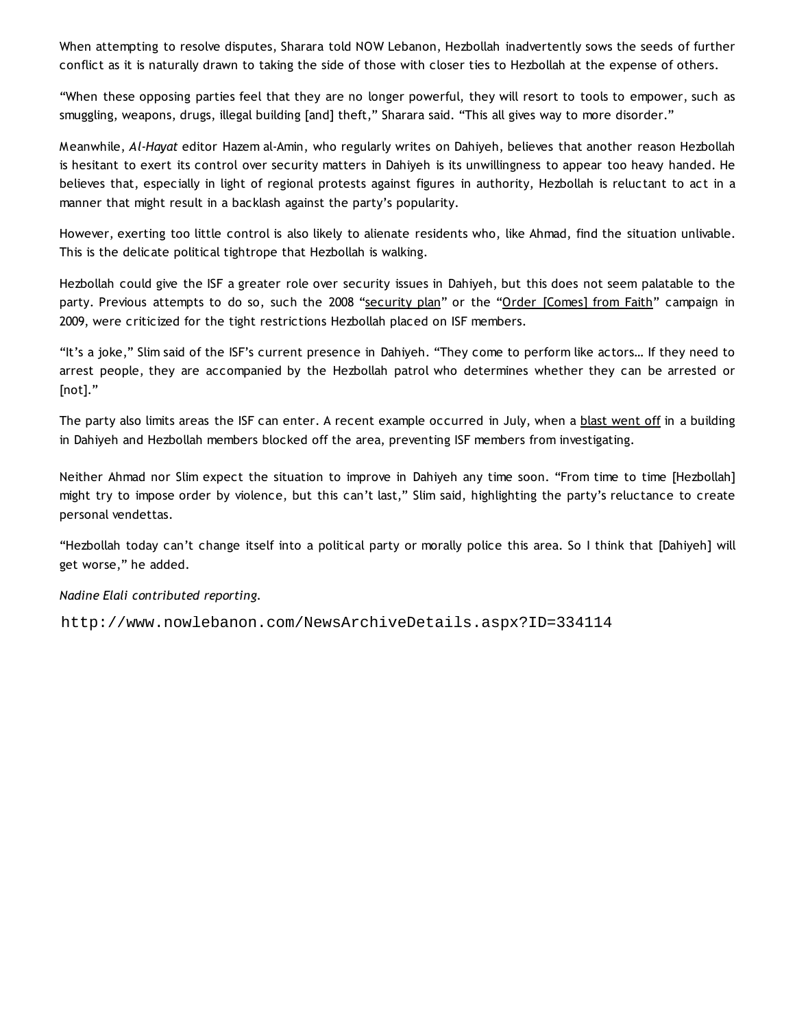When attempting to resolve disputes, Sharara told NOW Lebanon, Hezbollah inadvertently sows the seeds of further conflict as it is naturally drawn to taking the side of those with closer ties to Hezbollah at the expense of others.

"When these opposing parties feel that they are no longer powerful, they will resort to tools to empower, such as smuggling, weapons, drugs, illegal building [and] theft," Sharara said. "This all gives way to more disorder."

Meanwhile, *Al-Hayat* editor Hazem al-Amin, who regularly writes on Dahiyeh, believes that another reason Hezbollah is hesitant to exert its control over security matters in Dahiyeh is its unwillingness to appear too heavy handed. He believes that, especially in light of regional protests against figures in authority, Hezbollah is reluctant to act in a manner that might result in a backlash against the party's popularity.

However, exerting too little control is also likely to alienate residents who, like Ahmad, find the situation unlivable. This is the delicate political tightrope that Hezbollah is walking.

Hezbollah could give the ISF a greater role over security issues in Dahiyeh, but this does not seem palatable to the party. Previous attempts to do so, such the 2008 "security plan" or the "Order [Comes] from Faith" campaign in 2009, were criticized for the tight restrictions Hezbollah placed on ISF members.

"It's a joke," Slim said of the ISF's current presence in Dahiyeh. "They come to perform like actors… If they need to arrest people, they are accompanied by the Hezbollah patrol who determines whether they can be arrested or [not]."

The party also limits areas the ISF can enter. A recent example occurred in July, when a blast went off in a building in Dahiyeh and Hezbollah members blocked off the area, preventing ISF members from investigating.

Neither Ahmad nor Slim expect the situation to improve in Dahiyeh any time soon. "From time to time [Hezbollah] might try to impose order by violence, but this can't last," Slim said, highlighting the party's reluctance to create personal vendettas.

"Hezbollah today can't change itself into a political party or morally police this area. So I think that [Dahiyeh] will get worse," he added.

*Nadine Elali contributed reporting.*

http://www.nowlebanon.com/NewsArchiveDetails.aspx?ID=334114